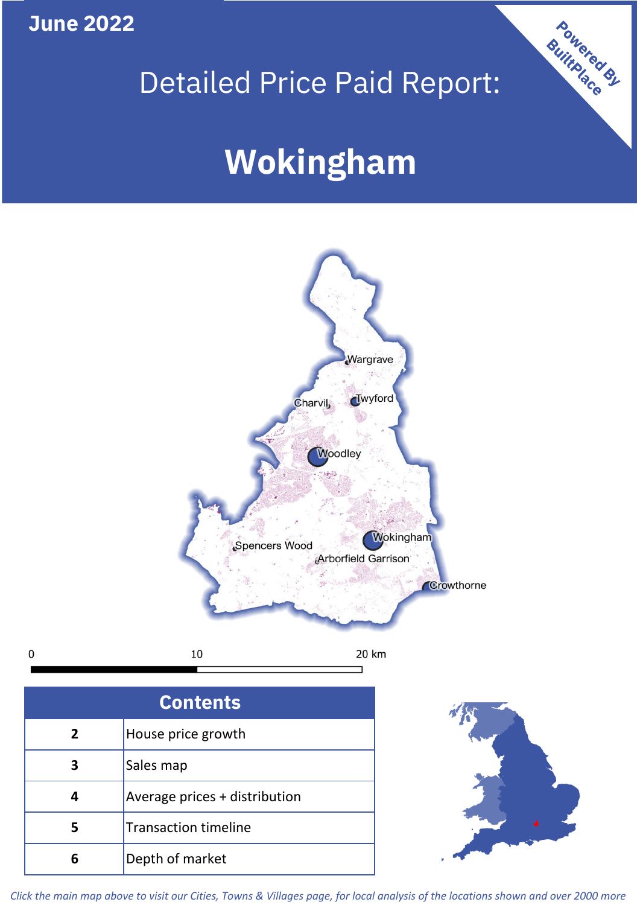June 2022

# Detailed Price Paid Report:

# Wokingham

Powered By BuiltPlace

Wargrave
Charvil
Twyford
Woodley
Spencers Wood
Wokingham
Arborfield Garrison
Crowthorne

0 10 20 km

| Contents | |
|---|---|
| 2 | House price growth |
| 3 | Sales map |
| 4 | Average prices + distribution |
| 5 | Transaction timeline |
| 6 | Depth of market |

*Click the main map above to visit our Cities, Towns & Villages page, for local analysis of the locations shown and over 2000 more*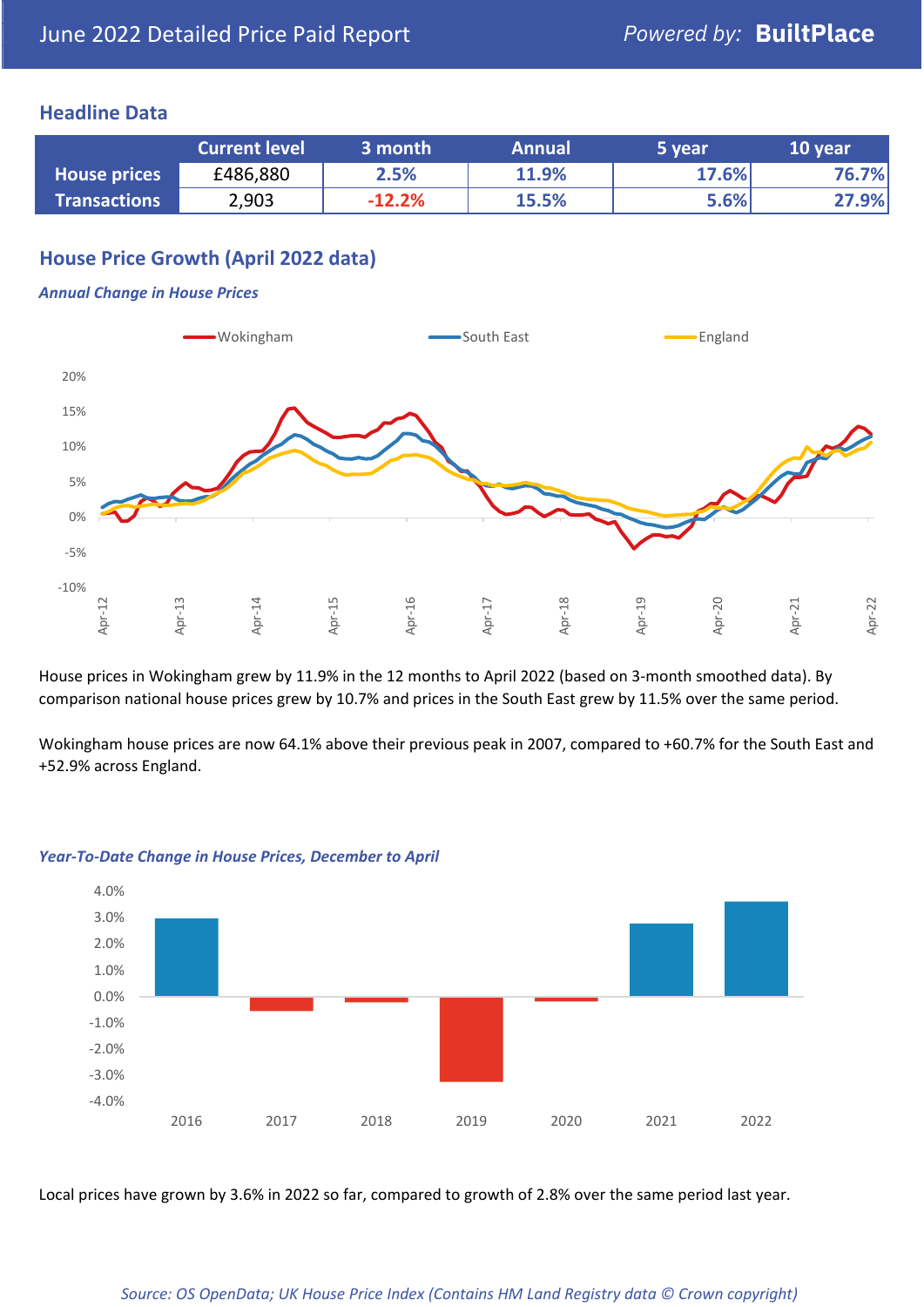June 2022 Detailed Price Paid Report

## Headline Data

| | Current level | 3 month | Annual | 5 year | 10 year |
|---|---|---|---|---|---|
| House prices | £486,880 | 2.5% | 11.9% | 17.6% | 76.7% |
| Transactions | 2,903 | -12.2% | 15.5% | 5.6% | 27.9% |

## House Price Growth (April 2022 data)

*Annual Change in House Prices*

House prices in Wokingham grew by 11.9% in the 12 months to April 2022 (based on 3-month smoothed data). By comparison national house prices grew by 10.7% and prices in the South East grew by 11.5% over the same period.

Wokingham house prices are now 64.1% above their previous peak in 2007, compared to +60.7% for the South East and +52.9% across England.

*Year-To-Date Change in House Prices, December to April*

Local prices have grown by 3.6% in 2022 so far, compared to growth of 2.8% over the same period last year.

*Source: OS OpenData; UK House Price Index (Contains HM Land Registry data © Crown copyright)*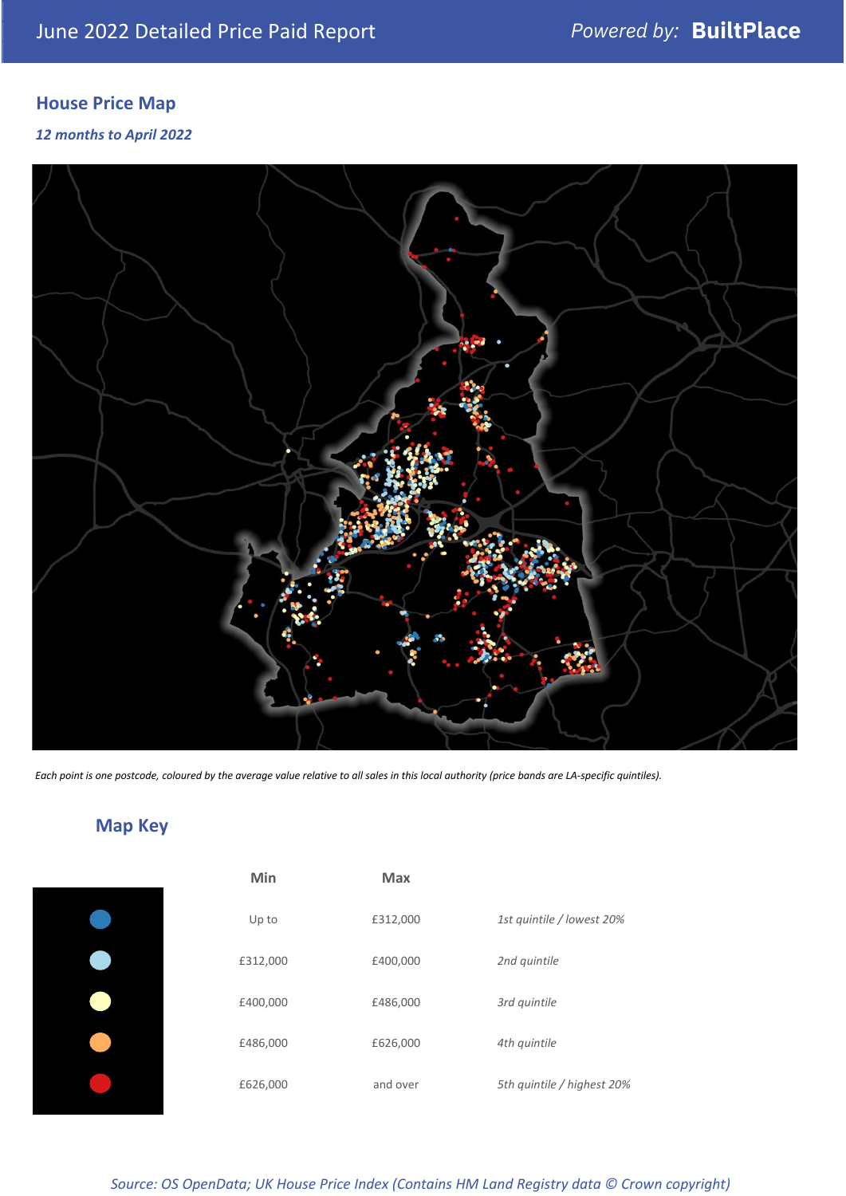# June 2022 Detailed Price Paid Report

*Powered by:* **BuiltPlace**

## House Price Map

***12 months to April 2022***

*Each point is one postcode, coloured by the average value relative to all sales in this local authority (price bands are LA-specific quintiles).*

## Map Key

| Min | Max | |
|---|---|---|
| Up to | £312,000 | *1st quintile / lowest 20%* |
| £312,000 | £400,000 | *2nd quintile* |
| £400,000 | £486,000 | *3rd quintile* |
| £486,000 | £626,000 | *4th quintile* |
| £626,000 | and over | *5th quintile / highest 20%* |

*Source: OS OpenData; UK House Price Index (Contains HM Land Registry data © Crown copyright)*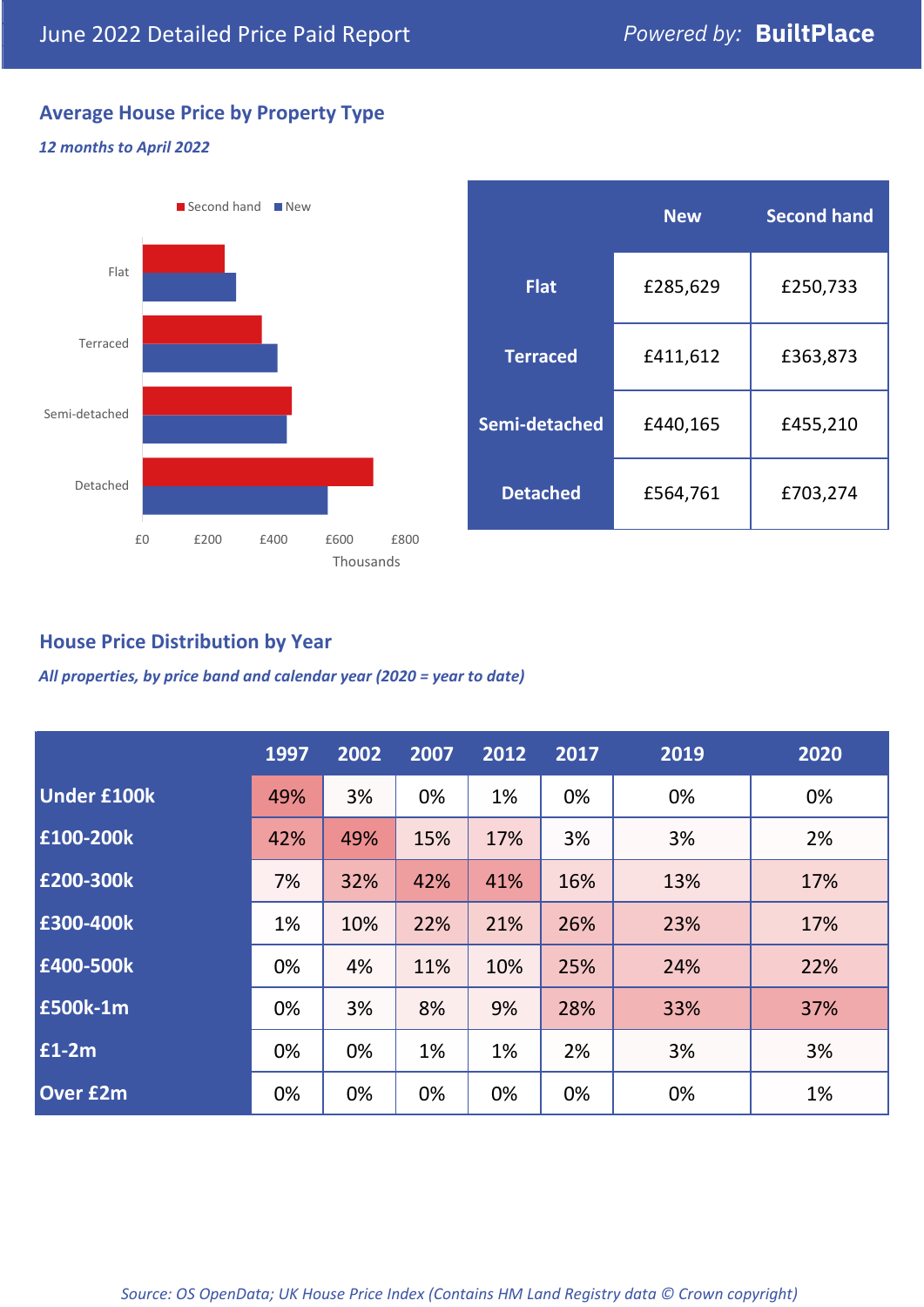# June 2022 Detailed Price Paid Report

*Powered by:* **BuiltPlace**

## Average House Price by Property Type

*12 months to April 2022*

Second hand / New

|  | New | Second hand |
|---|---|---|
| Flat | £285,629 | £250,733 |
| Terraced | £411,612 | £363,873 |
| Semi-detached | £440,165 | £455,210 |
| Detached | £564,761 | £703,274 |

## House Price Distribution by Year

*All properties, by price band and calendar year (2020 = year to date)*

|  | 1997 | 2002 | 2007 | 2012 | 2017 | 2019 | 2020 |
|---|---|---|---|---|---|---|---|
| Under £100k | 49% | 3% | 0% | 1% | 0% | 0% | 0% |
| £100-200k | 42% | 49% | 15% | 17% | 3% | 3% | 2% |
| £200-300k | 7% | 32% | 42% | 41% | 16% | 13% | 17% |
| £300-400k | 1% | 10% | 22% | 21% | 26% | 23% | 17% |
| £400-500k | 0% | 4% | 11% | 10% | 25% | 24% | 22% |
| £500k-1m | 0% | 3% | 8% | 9% | 28% | 33% | 37% |
| £1-2m | 0% | 0% | 1% | 1% | 2% | 3% | 3% |
| Over £2m | 0% | 0% | 0% | 0% | 0% | 0% | 1% |

*Source: OS OpenData; UK House Price Index (Contains HM Land Registry data © Crown copyright)*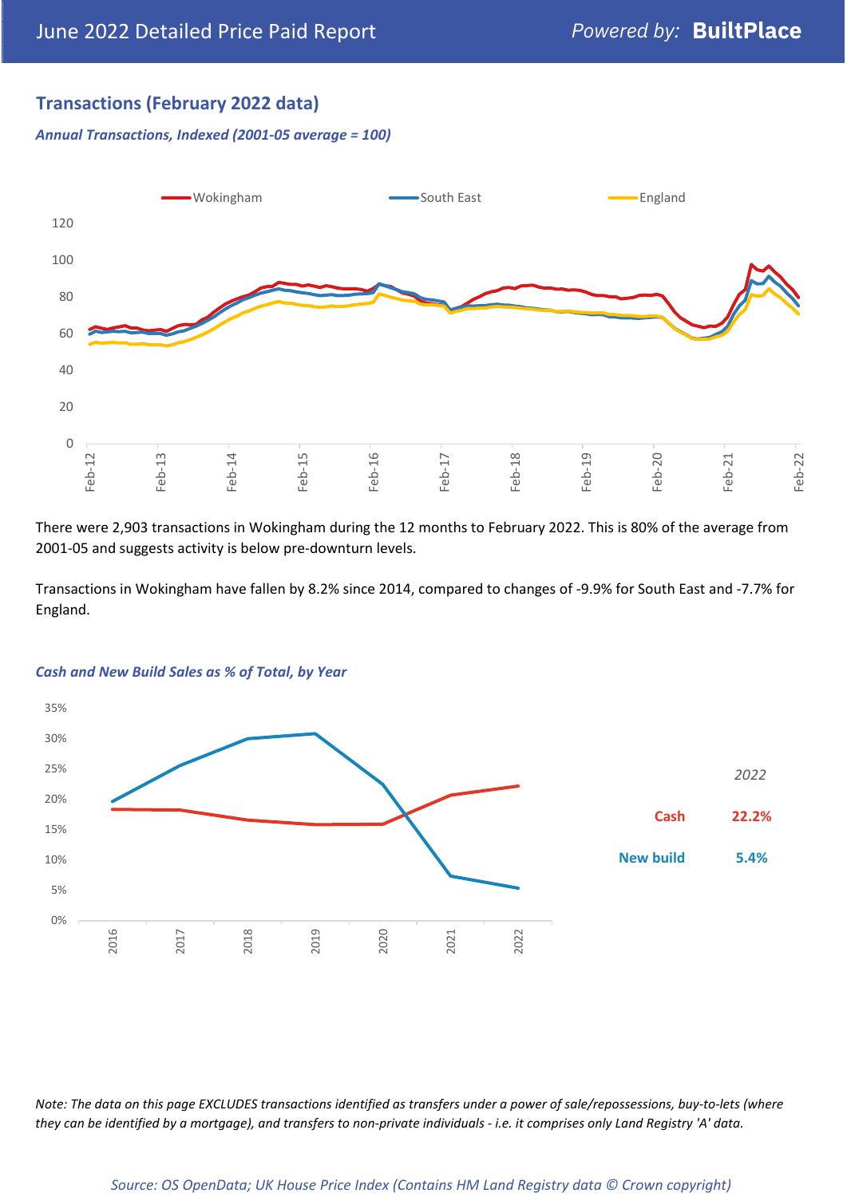## Transactions (February 2022 data)

*Annual Transactions, Indexed (2001-05 average = 100)*

There were 2,903 transactions in Wokingham during the 12 months to February 2022. This is 80% of the average from 2001-05 and suggests activity is below pre-downturn levels.

Transactions in Wokingham have fallen by 8.2% since 2014, compared to changes of -9.9% for South East and -7.7% for England.

*Cash and New Build Sales as % of Total, by Year*

| 2022 | |
|---|---|
| Cash | 22.2% |
| New build | 5.4% |

*Note: The data on this page EXCLUDES transactions identified as transfers under a power of sale/repossessions, buy-to-lets (where they can be identified by a mortgage), and transfers to non-private individuals - i.e. it comprises only Land Registry 'A' data.*

*Source: OS OpenData; UK House Price Index (Contains HM Land Registry data © Crown copyright)*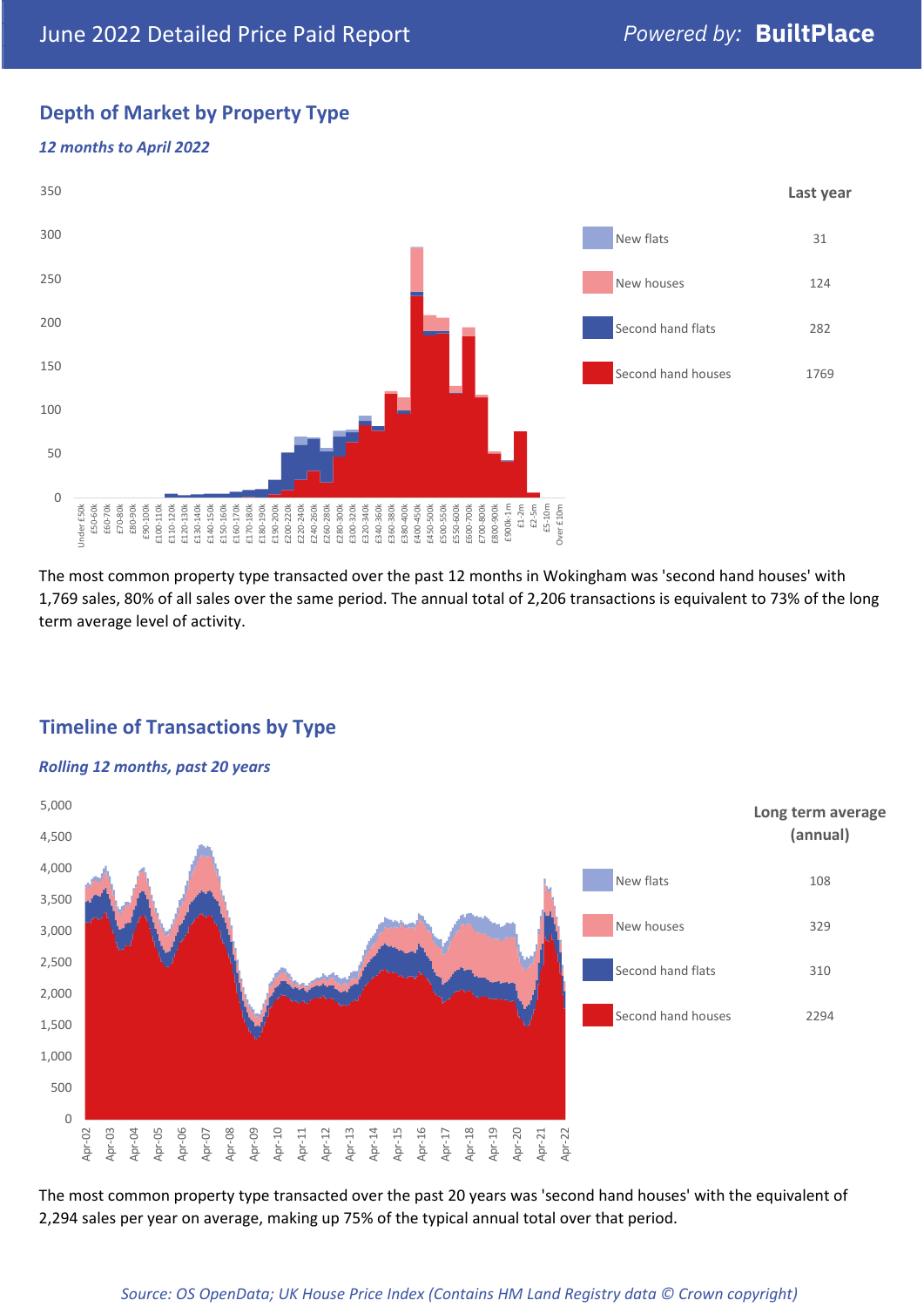June 2022 Detailed Price Paid Report

Powered by: **BuiltPlace**

## Depth of Market by Property Type

*12 months to April 2022*

350
300
250
200
150
100
50
0

Under £50k, £50-60k, £60-70k, £70-80k, £80-90k, £90-100k, £100-110k, £110-120k, £120-130k, £130-140k, £140-150k, £150-160k, £160-170k, £170-180k, £180-190k, £190-200k, £200-220k, £220-240k, £240-260k, £260-280k, £280-300k, £300-320k, £320-340k, £340-360k, £360-380k, £380-400k, £400-450k, £450-500k, £500-550k, £550-600k, £600-700k, £700-800k, £800-900k, £900k-1m, £1-2m, £2-5m, £5-10m, Over £10m

Last year

New flats 31

New houses 124

Second hand flats 282

Second hand houses 1769

The most common property type transacted over the past 12 months in Wokingham was 'second hand houses' with 1,769 sales, 80% of all sales over the same period. The annual total of 2,206 transactions is equivalent to 73% of the long term average level of activity.

## Timeline of Transactions by Type

*Rolling 12 months, past 20 years*

5,000
4,500
4,000
3,500
3,000
2,500
2,000
1,500
1,000
500
0

Apr-02, Apr-03, Apr-04, Apr-05, Apr-06, Apr-07, Apr-08, Apr-09, Apr-10, Apr-11, Apr-12, Apr-13, Apr-14, Apr-15, Apr-16, Apr-17, Apr-18, Apr-19, Apr-20, Apr-21, Apr-22

Long term average (annual)

New flats 108

New houses 329

Second hand flats 310

Second hand houses 2294

The most common property type transacted over the past 20 years was 'second hand houses' with the equivalent of 2,294 sales per year on average, making up 75% of the typical annual total over that period.

*Source: OS OpenData; UK House Price Index (Contains HM Land Registry data © Crown copyright)*